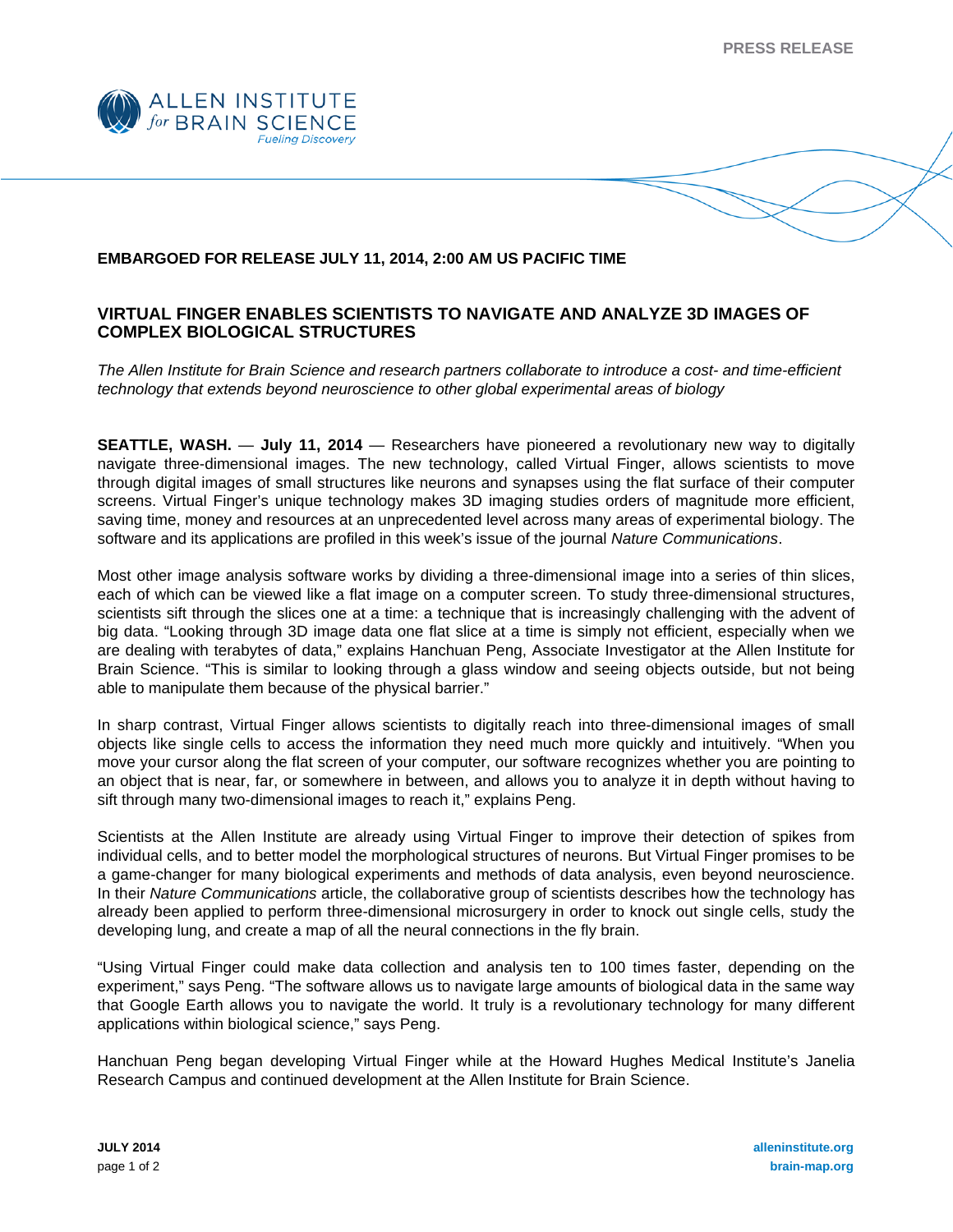PRESS RELEASE

ALLEN INSTITUTE *for* BRAIN SCIENCE
*Fueling Discovery*

**EMBARGOED FOR RELEASE JULY 11, 2014, 2:00 AM US PACIFIC TIME**

## VIRTUAL FINGER ENABLES SCIENTISTS TO NAVIGATE AND ANALYZE 3D IMAGES OF COMPLEX BIOLOGICAL STRUCTURES

*The Allen Institute for Brain Science and research partners collaborate to introduce a cost- and time-efficient technology that extends beyond neuroscience to other global experimental areas of biology*

**SEATTLE, WASH.** — **July 11, 2014** — Researchers have pioneered a revolutionary new way to digitally navigate three-dimensional images. The new technology, called Virtual Finger, allows scientists to move through digital images of small structures like neurons and synapses using the flat surface of their computer screens. Virtual Finger's unique technology makes 3D imaging studies orders of magnitude more efficient, saving time, money and resources at an unprecedented level across many areas of experimental biology. The software and its applications are profiled in this week's issue of the journal *Nature Communications*.

Most other image analysis software works by dividing a three-dimensional image into a series of thin slices, each of which can be viewed like a flat image on a computer screen. To study three-dimensional structures, scientists sift through the slices one at a time: a technique that is increasingly challenging with the advent of big data. "Looking through 3D image data one flat slice at a time is simply not efficient, especially when we are dealing with terabytes of data," explains Hanchuan Peng, Associate Investigator at the Allen Institute for Brain Science. "This is similar to looking through a glass window and seeing objects outside, but not being able to manipulate them because of the physical barrier."

In sharp contrast, Virtual Finger allows scientists to digitally reach into three-dimensional images of small objects like single cells to access the information they need much more quickly and intuitively. "When you move your cursor along the flat screen of your computer, our software recognizes whether you are pointing to an object that is near, far, or somewhere in between, and allows you to analyze it in depth without having to sift through many two-dimensional images to reach it," explains Peng.

Scientists at the Allen Institute are already using Virtual Finger to improve their detection of spikes from individual cells, and to better model the morphological structures of neurons. But Virtual Finger promises to be a game-changer for many biological experiments and methods of data analysis, even beyond neuroscience. In their *Nature Communications* article, the collaborative group of scientists describes how the technology has already been applied to perform three-dimensional microsurgery in order to knock out single cells, study the developing lung, and create a map of all the neural connections in the fly brain.

"Using Virtual Finger could make data collection and analysis ten to 100 times faster, depending on the experiment," says Peng. "The software allows us to navigate large amounts of biological data in the same way that Google Earth allows you to navigate the world. It truly is a revolutionary technology for many different applications within biological science," says Peng.

Hanchuan Peng began developing Virtual Finger while at the Howard Hughes Medical Institute's Janelia Research Campus and continued development at the Allen Institute for Brain Science.

**JULY 2014**

**alleninstitute.org**
**brain-map.org**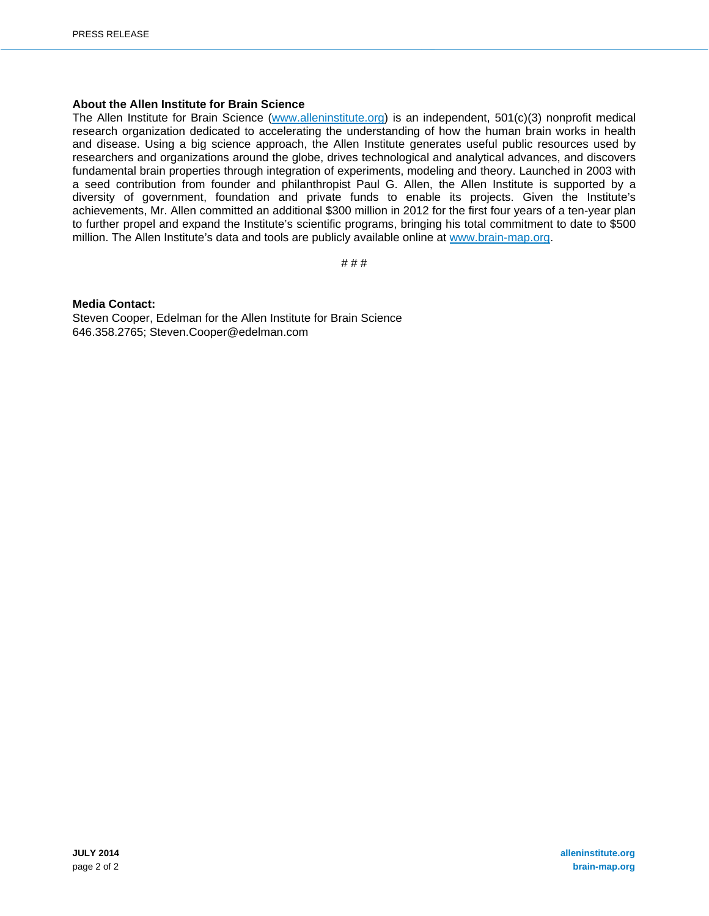**About the Allen Institute for Brain Science**

The Allen Institute for Brain Science (www.alleninstitute.org) is an independent, 501(c)(3) nonprofit medical research organization dedicated to accelerating the understanding of how the human brain works in health and disease. Using a big science approach, the Allen Institute generates useful public resources used by researchers and organizations around the globe, drives technological and analytical advances, and discovers fundamental brain properties through integration of experiments, modeling and theory. Launched in 2003 with a seed contribution from founder and philanthropist Paul G. Allen, the Allen Institute is supported by a diversity of government, foundation and private funds to enable its projects. Given the Institute's achievements, Mr. Allen committed an additional $300 million in 2012 for the first four years of a ten-year plan to further propel and expand the Institute's scientific programs, bringing his total commitment to date to $500 million. The Allen Institute's data and tools are publicly available online at www.brain-map.org.

# # #

**Media Contact:**

Steven Cooper, Edelman for the Allen Institute for Brain Science
646.358.2765; Steven.Cooper@edelman.com